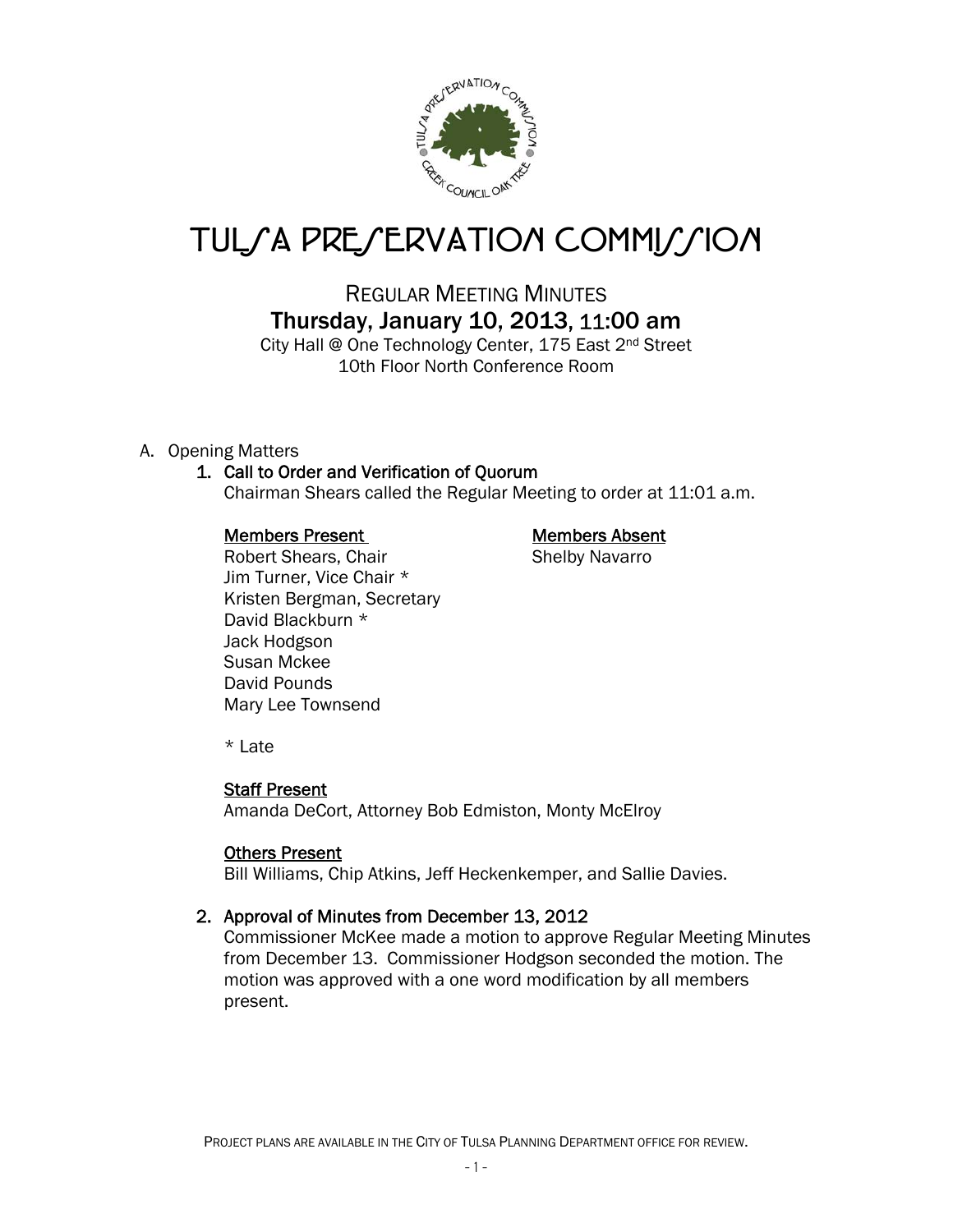# TULSA PRESERVATION COMMISSION

## REGULAR MEETING MINUTES

### Thursday, January 10, 2013, 11:00 am

City Hall @ One Technology Center, 175 East 2nd Street
10th Floor North Conference Room

A. Opening Matters

**1. Call to Order and Verification of Quorum**

Chairman Shears called the Regular Meeting to order at 11:01 a.m.

**Members Present**

Robert Shears, Chair
Jim Turner, Vice Chair *
Kristen Bergman, Secretary
David Blackburn *
Jack Hodgson
Susan Mckee
David Pounds
Mary Lee Townsend

**Members Absent**

Shelby Navarro

\* Late

**Staff Present**

Amanda DeCort, Attorney Bob Edmiston, Monty McElroy

**Others Present**

Bill Williams, Chip Atkins, Jeff Heckenkemper, and Sallie Davies.

**2. Approval of Minutes from December 13, 2012**

Commissioner McKee made a motion to approve Regular Meeting Minutes from December 13. Commissioner Hodgson seconded the motion. The motion was approved with a one word modification by all members present.

PROJECT PLANS ARE AVAILABLE IN THE CITY OF TULSA PLANNING DEPARTMENT OFFICE FOR REVIEW.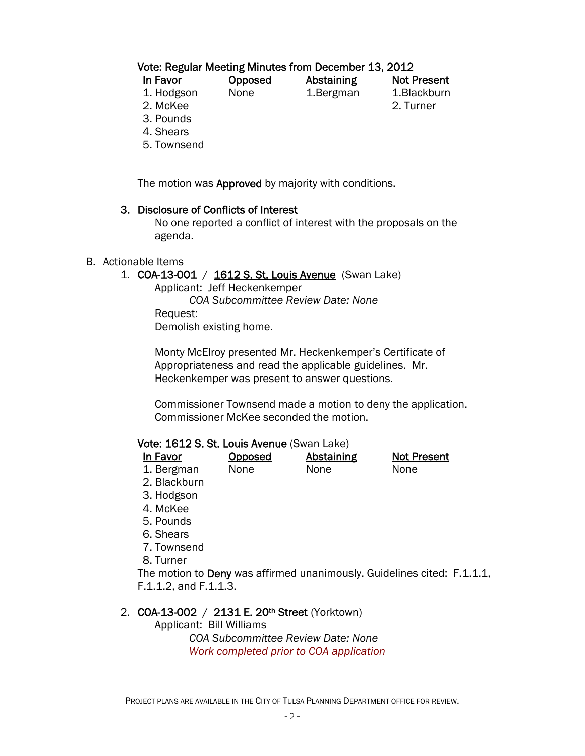**Vote: Regular Meeting Minutes from December 13, 2012**

| In Favor | Opposed | Abstaining | Not Present |
|---|---|---|---|
| 1. Hodgson | None | 1.Bergman | 1.Blackburn |
| 2. McKee | | | 2. Turner |
| 3. Pounds | | | |
| 4. Shears | | | |
| 5. Townsend | | | |

The motion was **Approved** by majority with conditions.

### 3. Disclosure of Conflicts of Interest

No one reported a conflict of interest with the proposals on the agenda.

## B. Actionable Items

1. **COA-13-001** / **1612 S. St. Louis Avenue** (Swan Lake)

   Applicant: Jeff Heckenkemper

   *COA Subcommittee Review Date: None*

   Request:

   Demolish existing home.

   Monty McElroy presented Mr. Heckenkemper's Certificate of Appropriateness and read the applicable guidelines. Mr. Heckenkemper was present to answer questions.

   Commissioner Townsend made a motion to deny the application. Commissioner McKee seconded the motion.

**Vote: 1612 S. St. Louis Avenue** (Swan Lake)

| In Favor | Opposed | Abstaining | Not Present |
|---|---|---|---|
| 1. Bergman | None | None | None |
| 2. Blackburn | | | |
| 3. Hodgson | | | |
| 4. McKee | | | |
| 5. Pounds | | | |
| 6. Shears | | | |
| 7. Townsend | | | |
| 8. Turner | | | |

The motion to **Deny** was affirmed unanimously. Guidelines cited: F.1.1.1, F.1.1.2, and F.1.1.3.

2. **COA-13-002** / **2131 E. 20th Street** (Yorktown)

   Applicant: Bill Williams

   *COA Subcommittee Review Date: None*

   *Work completed prior to COA application*

PROJECT PLANS ARE AVAILABLE IN THE CITY OF TULSA PLANNING DEPARTMENT OFFICE FOR REVIEW.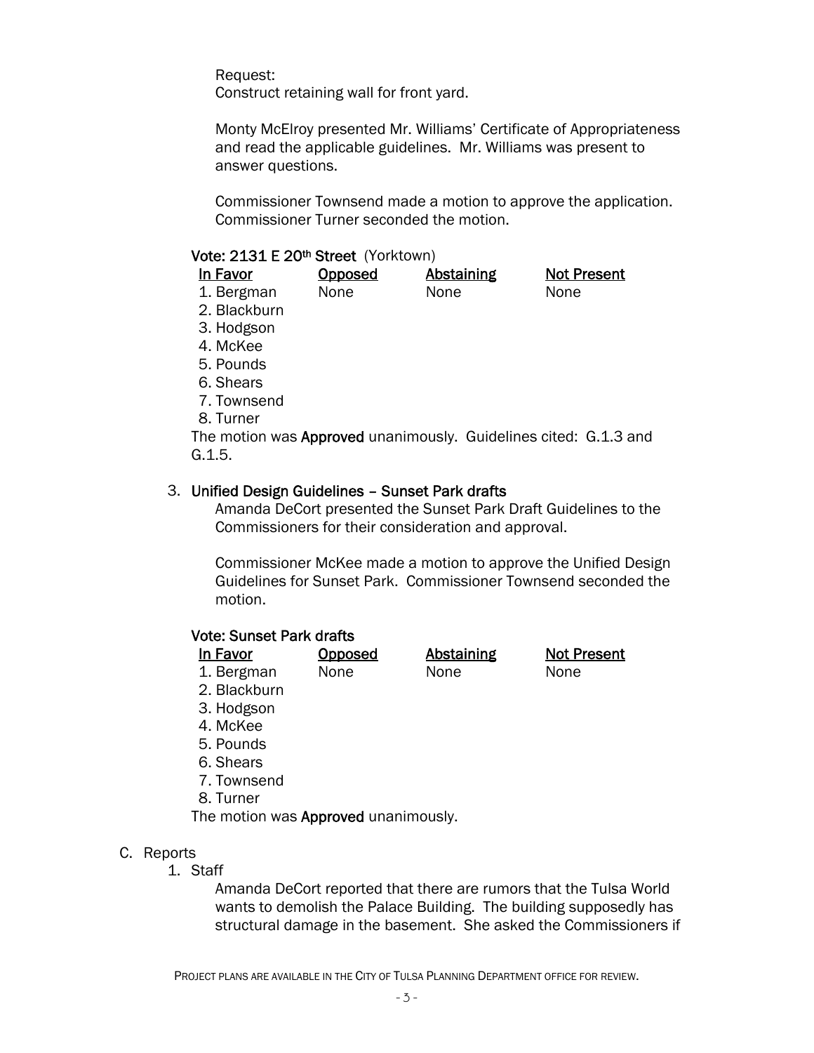Request:
Construct retaining wall for front yard.

Monty McElroy presented Mr. Williams' Certificate of Appropriateness and read the applicable guidelines. Mr. Williams was present to answer questions.

Commissioner Townsend made a motion to approve the application. Commissioner Turner seconded the motion.

**Vote: 2131 E 20th Street** (Yorktown)

| In Favor | Opposed | Abstaining | Not Present |
|---|---|---|---|
| 1. Bergman | None | None | None |
| 2. Blackburn | | | |
| 3. Hodgson | | | |
| 4. McKee | | | |
| 5. Pounds | | | |
| 6. Shears | | | |
| 7. Townsend | | | |
| 8. Turner | | | |

The motion was **Approved** unanimously. Guidelines cited: G.1.3 and G.1.5.

3. **Unified Design Guidelines – Sunset Park drafts**

   Amanda DeCort presented the Sunset Park Draft Guidelines to the Commissioners for their consideration and approval.

   Commissioner McKee made a motion to approve the Unified Design Guidelines for Sunset Park. Commissioner Townsend seconded the motion.

**Vote: Sunset Park drafts**

| In Favor | Opposed | Abstaining | Not Present |
|---|---|---|---|
| 1. Bergman | None | None | None |
| 2. Blackburn | | | |
| 3. Hodgson | | | |
| 4. McKee | | | |
| 5. Pounds | | | |
| 6. Shears | | | |
| 7. Townsend | | | |
| 8. Turner | | | |

The motion was **Approved** unanimously.

C. Reports

1. Staff

   Amanda DeCort reported that there are rumors that the Tulsa World wants to demolish the Palace Building. The building supposedly has structural damage in the basement. She asked the Commissioners if

PROJECT PLANS ARE AVAILABLE IN THE CITY OF TULSA PLANNING DEPARTMENT OFFICE FOR REVIEW.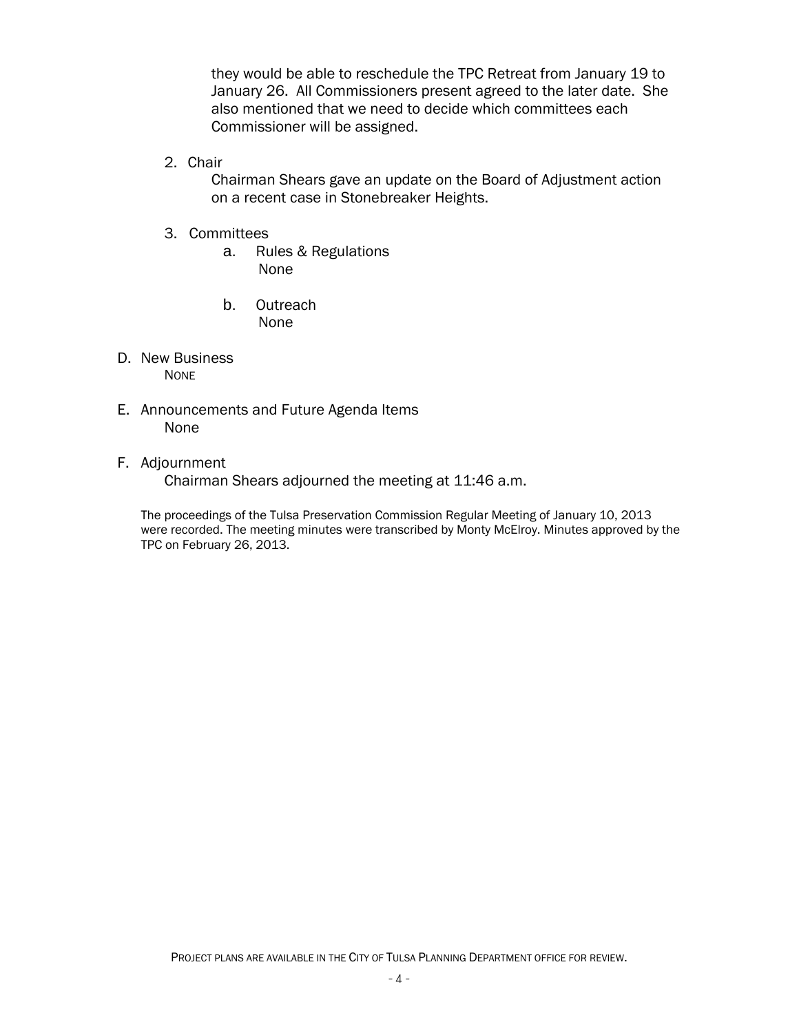they would be able to reschedule the TPC Retreat from January 19 to January 26. All Commissioners present agreed to the later date. She also mentioned that we need to decide which committees each Commissioner will be assigned.

2. Chair

   Chairman Shears gave an update on the Board of Adjustment action on a recent case in Stonebreaker Heights.

3. Committees

   a. Rules & Regulations

      None

   b. Outreach

      None

D. New Business

   NONE

E. Announcements and Future Agenda Items

   None

F. Adjournment

   Chairman Shears adjourned the meeting at 11:46 a.m.

The proceedings of the Tulsa Preservation Commission Regular Meeting of January 10, 2013 were recorded. The meeting minutes were transcribed by Monty McElroy. Minutes approved by the TPC on February 26, 2013.

PROJECT PLANS ARE AVAILABLE IN THE CITY OF TULSA PLANNING DEPARTMENT OFFICE FOR REVIEW.